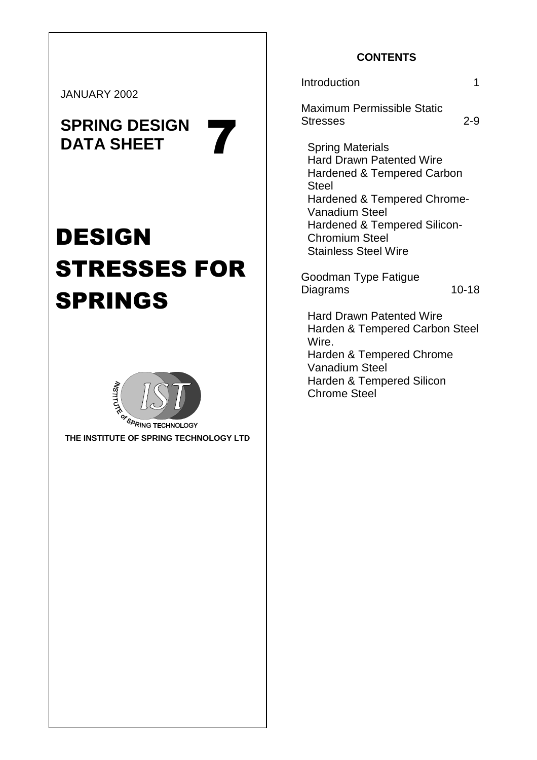JANUARY 2002

# SPRING DESIGN DATA SHEET 7

# DESIGN STRESSES FOR SPRINGS

INSTITUTE of SPRING TECHNOLOGY

**THE INSTITUTE OF SPRING TECHNOLOGY LTD**

**CONTENTS**

| | |
|---|---|
| Introduction | 1 |
| Maximum Permissible Static Stresses | 2-9 |
| Spring Materials<br>Hard Drawn Patented Wire<br>Hardened & Tempered Carbon Steel<br>Hardened & Tempered Chrome-Vanadium Steel<br>Hardened & Tempered Silicon-Chromium Steel<br>Stainless Steel Wire | |
| Goodman Type Fatigue Diagrams | 10-18 |
| Hard Drawn Patented Wire<br>Harden & Tempered Carbon Steel Wire.<br>Harden & Tempered Chrome Vanadium Steel<br>Harden & Tempered Silicon Chrome Steel | |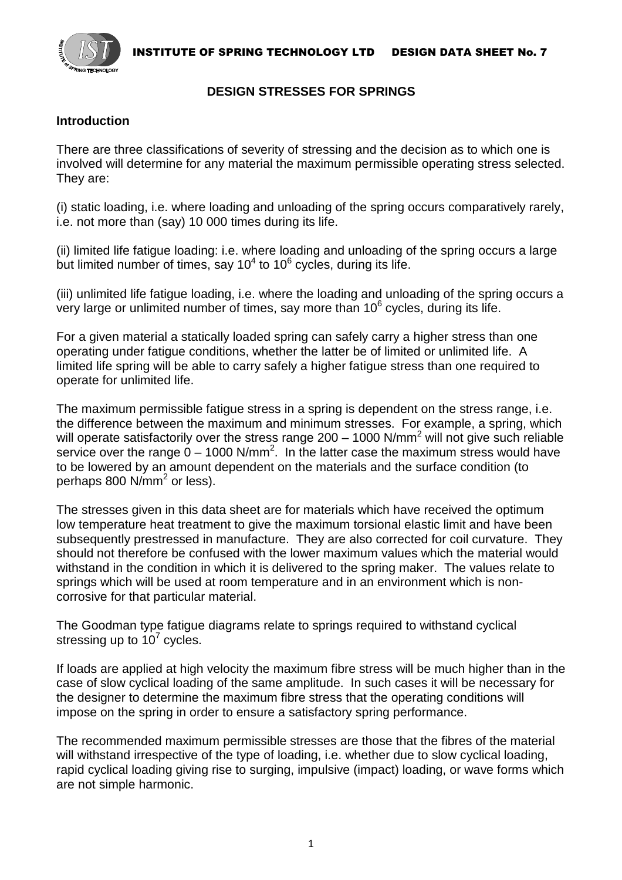## DESIGN STRESSES FOR SPRINGS

### Introduction

There are three classifications of severity of stressing and the decision as to which one is involved will determine for any material the maximum permissible operating stress selected. They are:

(i) static loading, i.e. where loading and unloading of the spring occurs comparatively rarely, i.e. not more than (say) 10 000 times during its life.

(ii) limited life fatigue loading: i.e. where loading and unloading of the spring occurs a large but limited number of times, say $10^4$ to $10^6$ cycles, during its life.

(iii) unlimited life fatigue loading, i.e. where the loading and unloading of the spring occurs a very large or unlimited number of times, say more than $10^6$ cycles, during its life.

For a given material a statically loaded spring can safely carry a higher stress than one operating under fatigue conditions, whether the latter be of limited or unlimited life. A limited life spring will be able to carry safely a higher fatigue stress than one required to operate for unlimited life.

The maximum permissible fatigue stress in a spring is dependent on the stress range, i.e. the difference between the maximum and minimum stresses. For example, a spring, which will operate satisfactorily over the stress range 200 – 1000 N/mm$^2$ will not give such reliable service over the range 0 – 1000 N/mm$^2$. In the latter case the maximum stress would have to be lowered by an amount dependent on the materials and the surface condition (to perhaps 800 N/mm$^2$ or less).

The stresses given in this data sheet are for materials which have received the optimum low temperature heat treatment to give the maximum torsional elastic limit and have been subsequently prestressed in manufacture. They are also corrected for coil curvature. They should not therefore be confused with the lower maximum values which the material would withstand in the condition in which it is delivered to the spring maker. The values relate to springs which will be used at room temperature and in an environment which is non-corrosive for that particular material.

The Goodman type fatigue diagrams relate to springs required to withstand cyclical stressing up to $10^7$ cycles.

If loads are applied at high velocity the maximum fibre stress will be much higher than in the case of slow cyclical loading of the same amplitude. In such cases it will be necessary for the designer to determine the maximum fibre stress that the operating conditions will impose on the spring in order to ensure a satisfactory spring performance.

The recommended maximum permissible stresses are those that the fibres of the material will withstand irrespective of the type of loading, i.e. whether due to slow cyclical loading, rapid cyclical loading giving rise to surging, impulsive (impact) loading, or wave forms which are not simple harmonic.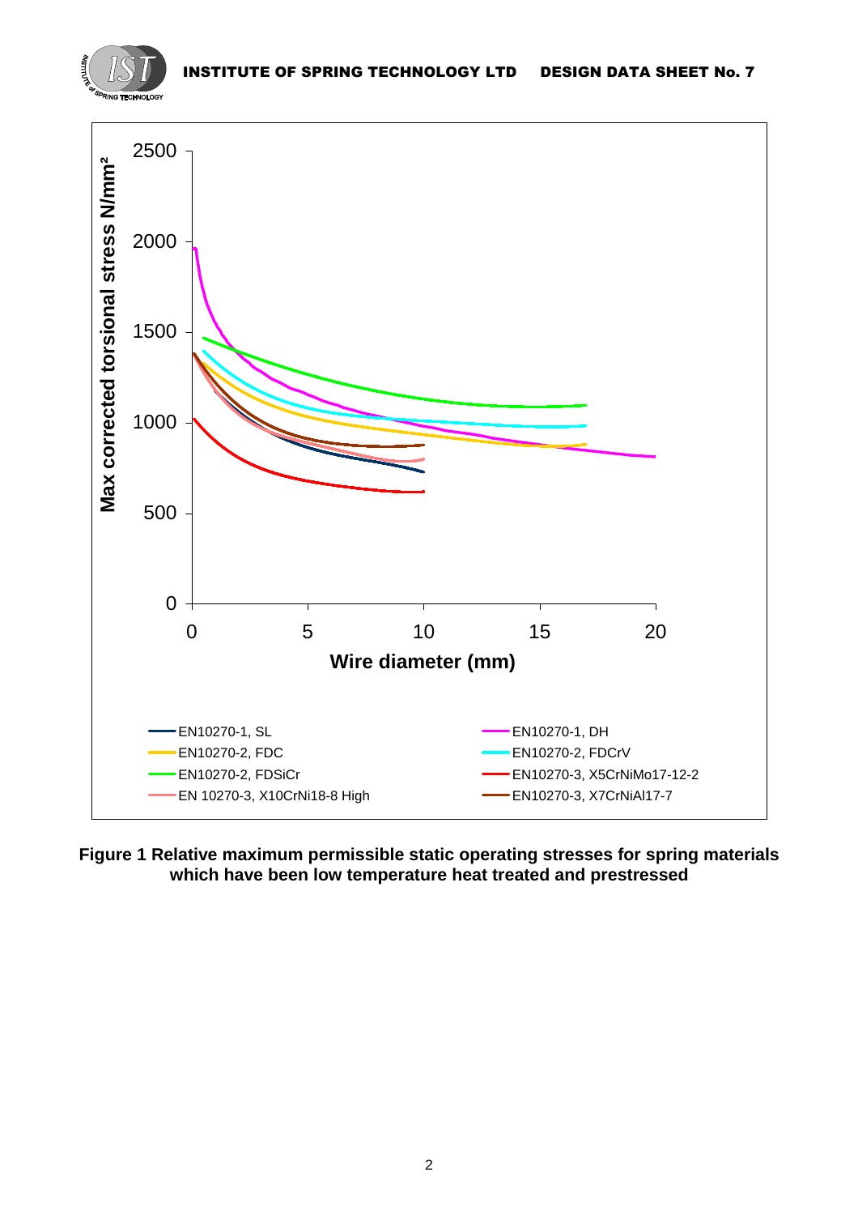**Figure 1 Relative maximum permissible static operating stresses for spring materials which have been low temperature heat treated and prestressed**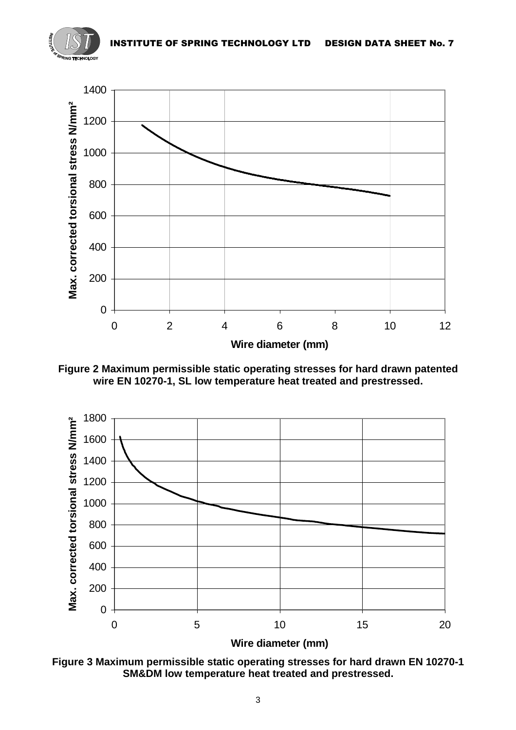Figure 2 Maximum permissible static operating stresses for hard drawn patented wire EN 10270-1, SL low temperature heat treated and prestressed.

Figure 3 Maximum permissible static operating stresses for hard drawn EN 10270-1 SM&DM low temperature heat treated and prestressed.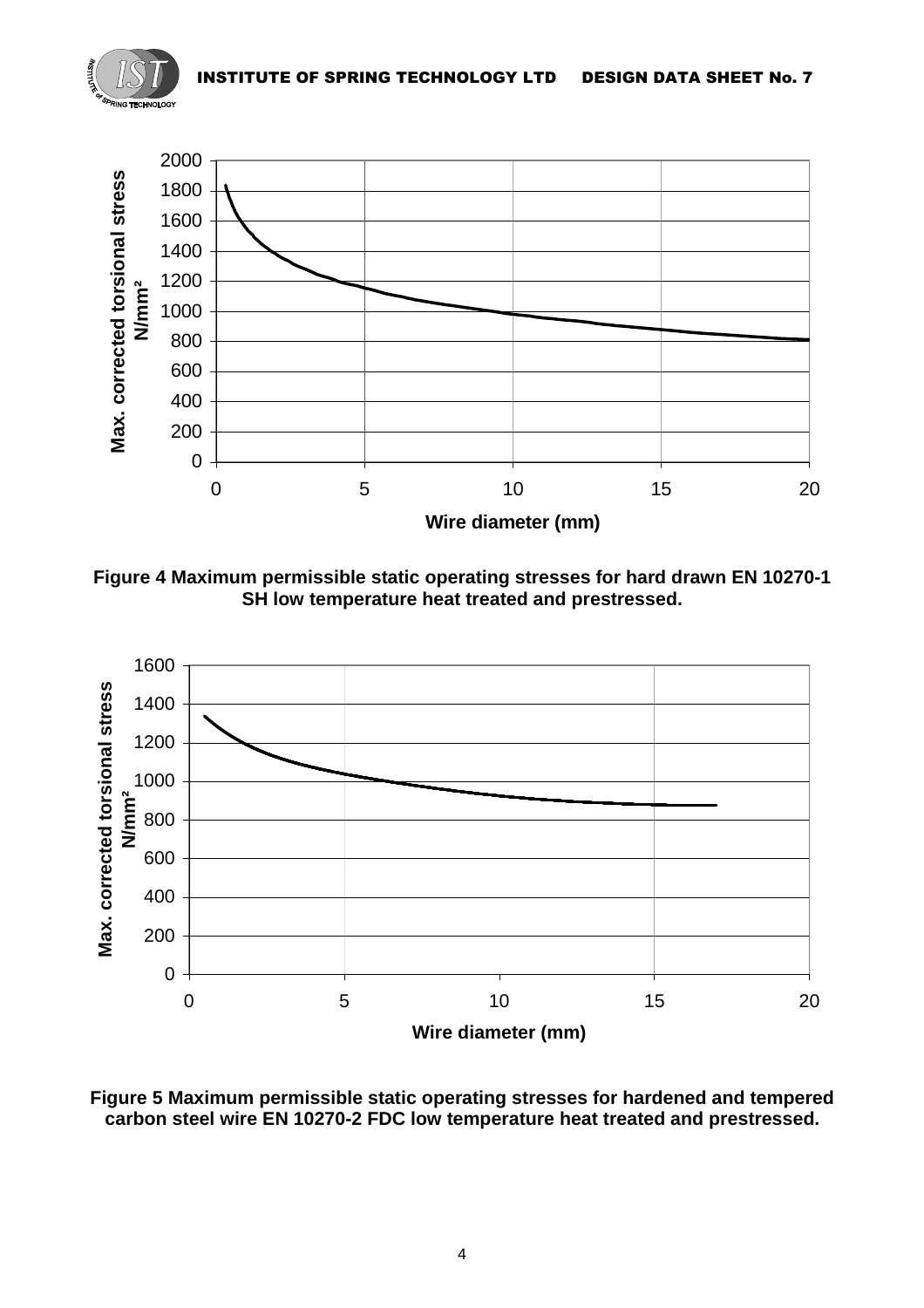**Figure 4 Maximum permissible static operating stresses for hard drawn EN 10270-1 SH low temperature heat treated and prestressed.**

**Figure 5 Maximum permissible static operating stresses for hardened and tempered carbon steel wire EN 10270-2 FDC low temperature heat treated and prestressed.**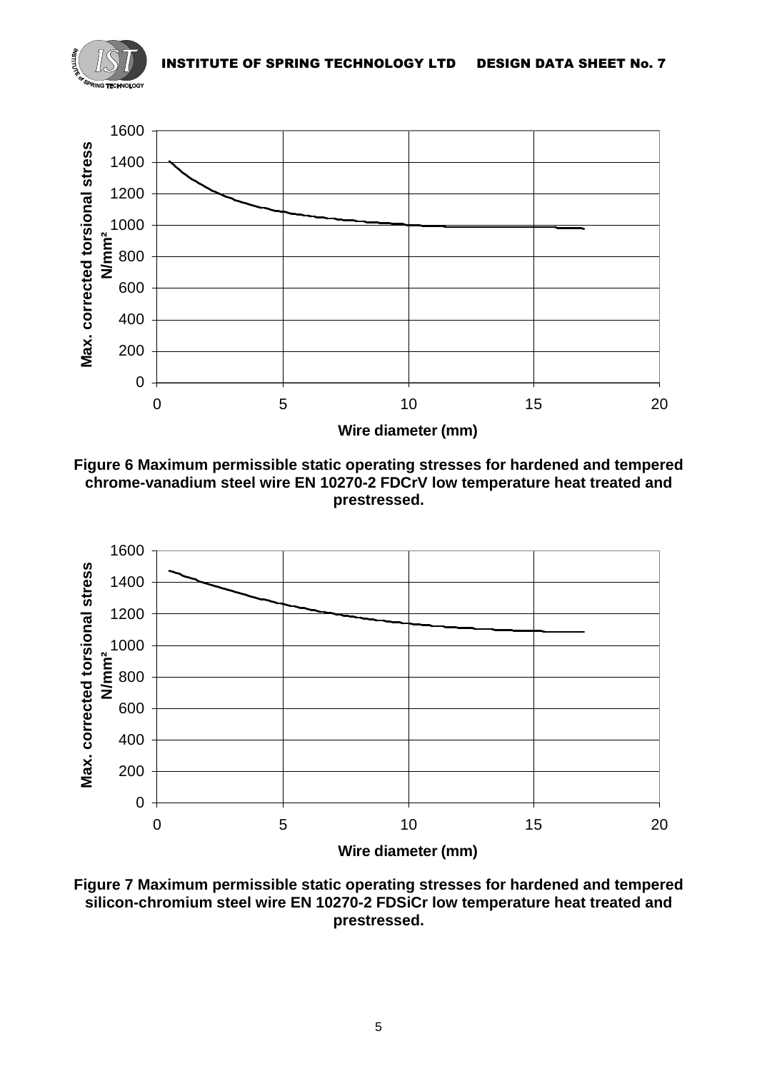**Figure 6 Maximum permissible static operating stresses for hardened and tempered chrome-vanadium steel wire EN 10270-2 FDCrV low temperature heat treated and prestressed.**

**Figure 7 Maximum permissible static operating stresses for hardened and tempered silicon-chromium steel wire EN 10270-2 FDSiCr low temperature heat treated and prestressed.**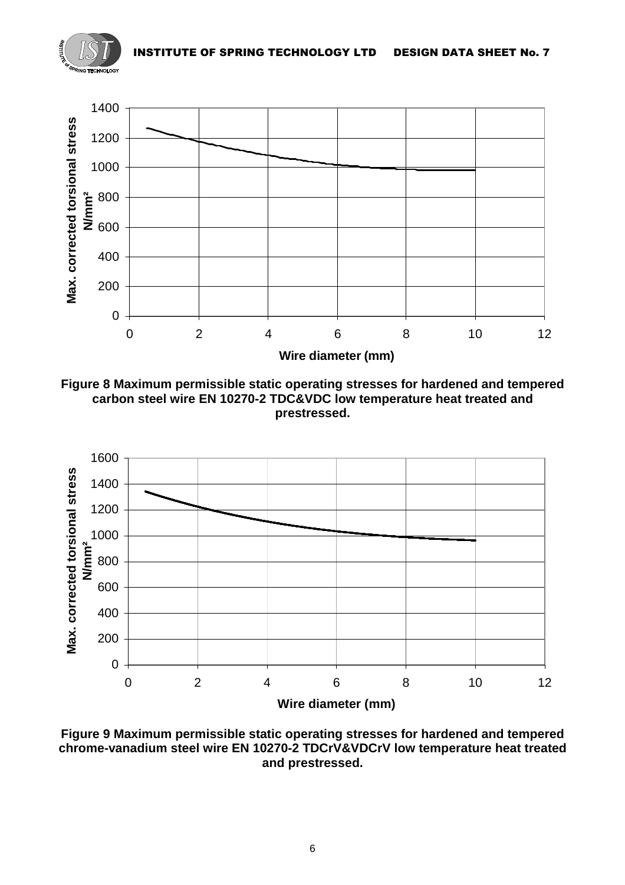**Figure 8 Maximum permissible static operating stresses for hardened and tempered carbon steel wire EN 10270-2 TDC&VDC low temperature heat treated and prestressed.**

**Figure 9 Maximum permissible static operating stresses for hardened and tempered chrome-vanadium steel wire EN 10270-2 TDCrV&VDCrV low temperature heat treated and prestressed.**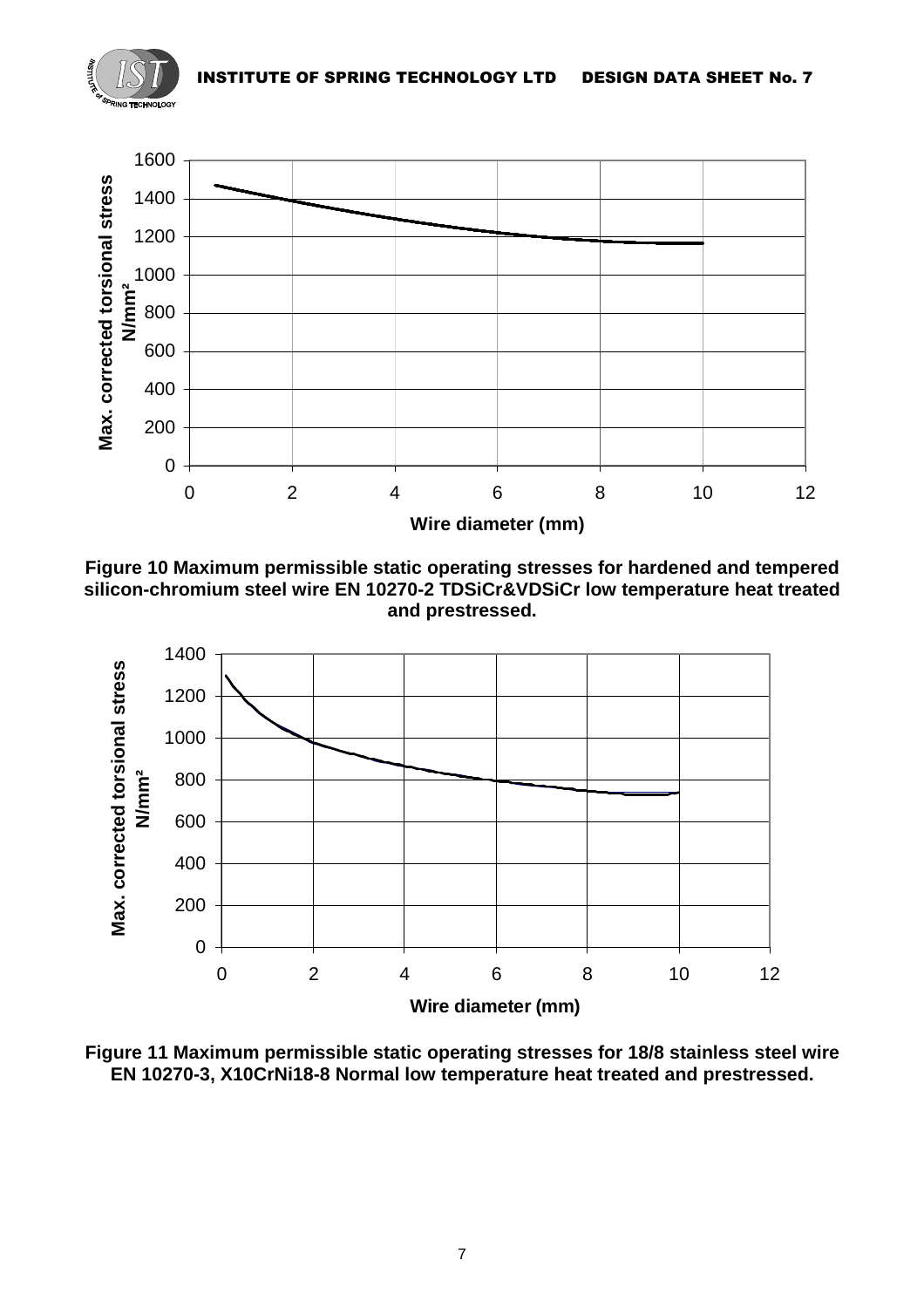**Figure 10 Maximum permissible static operating stresses for hardened and tempered silicon-chromium steel wire EN 10270-2 TDSiCr&VDSiCr low temperature heat treated and prestressed.**

**Figure 11 Maximum permissible static operating stresses for 18/8 stainless steel wire EN 10270-3, X10CrNi18-8 Normal low temperature heat treated and prestressed.**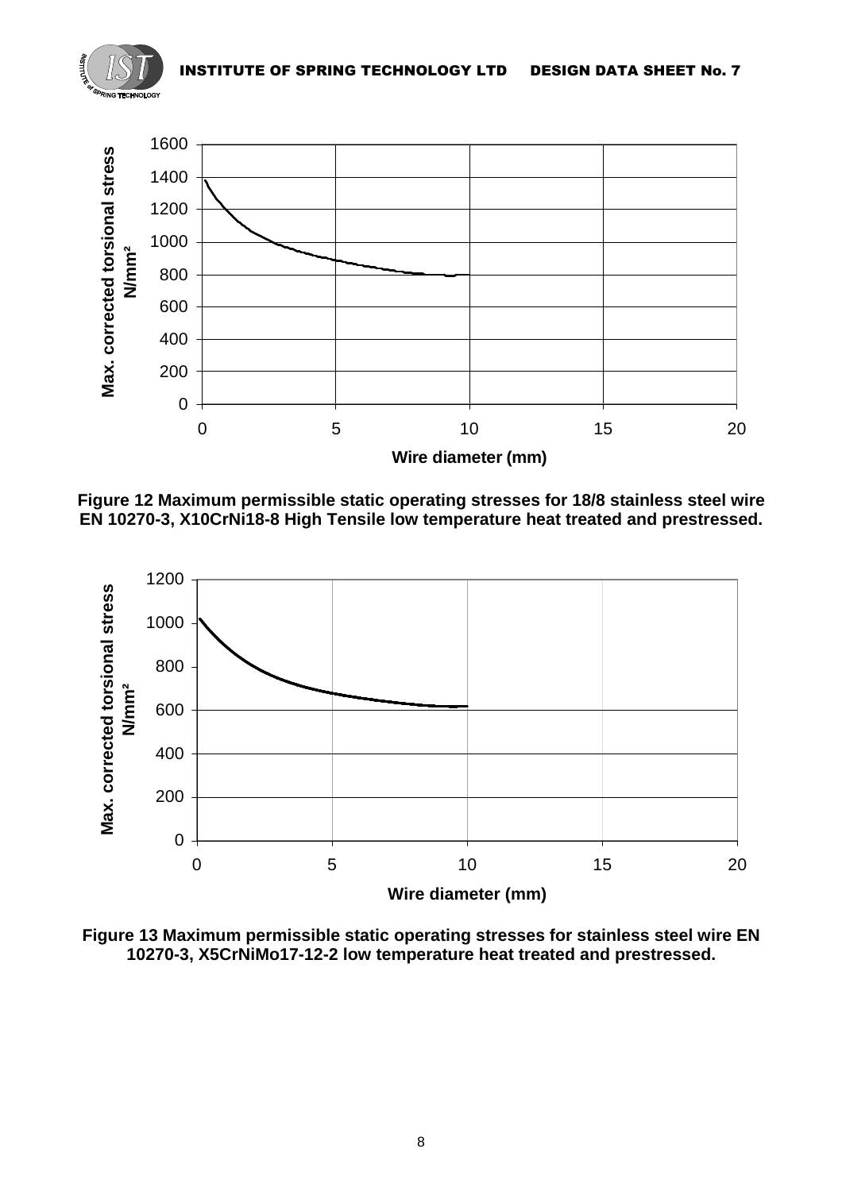**Figure 12 Maximum permissible static operating stresses for 18/8 stainless steel wire EN 10270-3, X10CrNi18-8 High Tensile low temperature heat treated and prestressed.**

**Figure 13 Maximum permissible static operating stresses for stainless steel wire EN 10270-3, X5CrNiMo17-12-2 low temperature heat treated and prestressed.**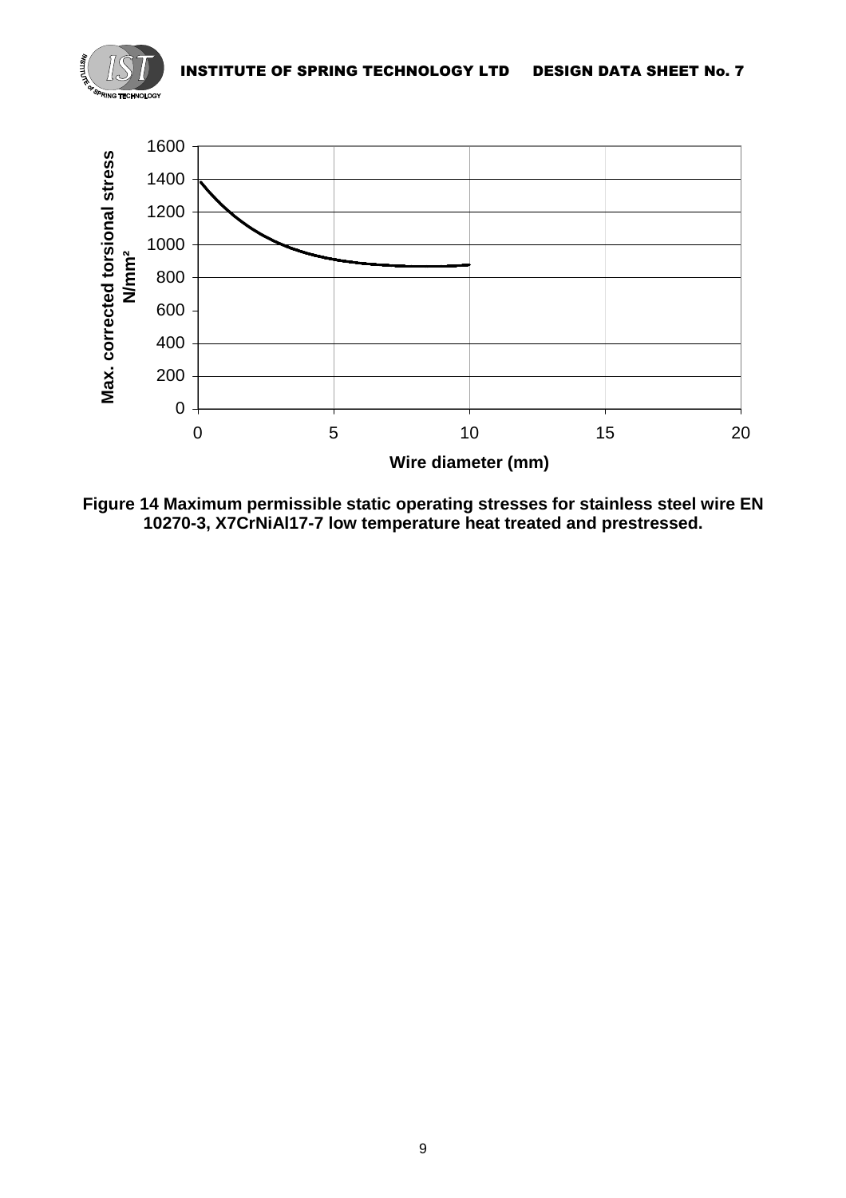**Figure 14 Maximum permissible static operating stresses for stainless steel wire EN 10270-3, X7CrNiAl17-7 low temperature heat treated and prestressed.**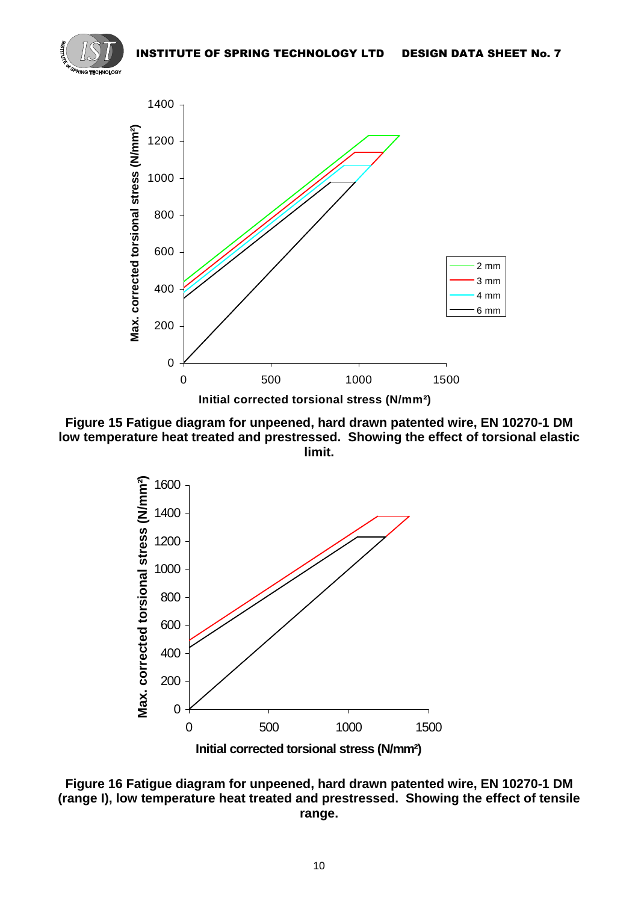Figure 15 Fatigue diagram for unpeened, hard drawn patented wire, EN 10270-1 DM low temperature heat treated and prestressed. Showing the effect of torsional elastic limit.

Figure 16 Fatigue diagram for unpeened, hard drawn patented wire, EN 10270-1 DM (range I), low temperature heat treated and prestressed. Showing the effect of tensile range.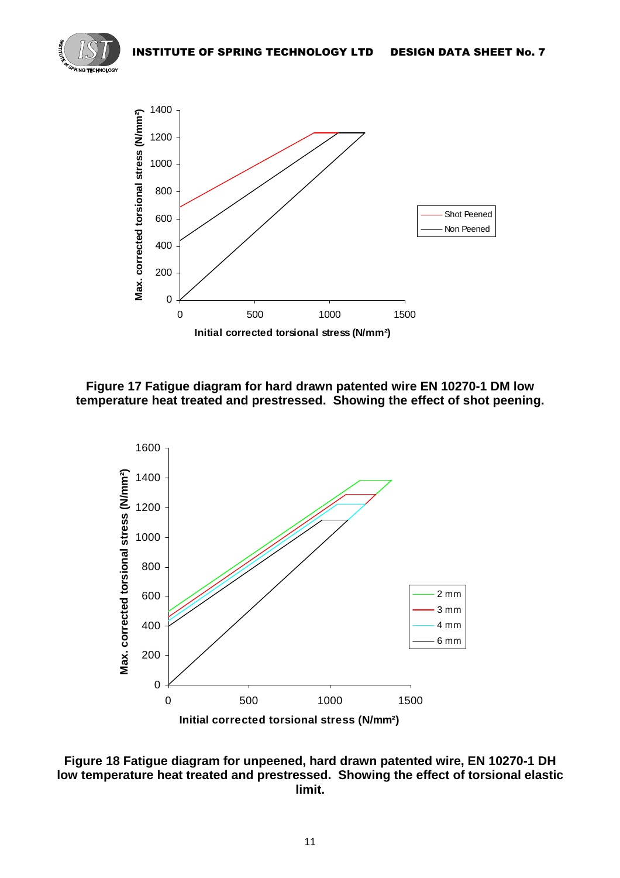**Figure 17 Fatigue diagram for hard drawn patented wire EN 10270-1 DM low temperature heat treated and prestressed. Showing the effect of shot peening.**

**Figure 18 Fatigue diagram for unpeened, hard drawn patented wire, EN 10270-1 DH low temperature heat treated and prestressed. Showing the effect of torsional elastic limit.**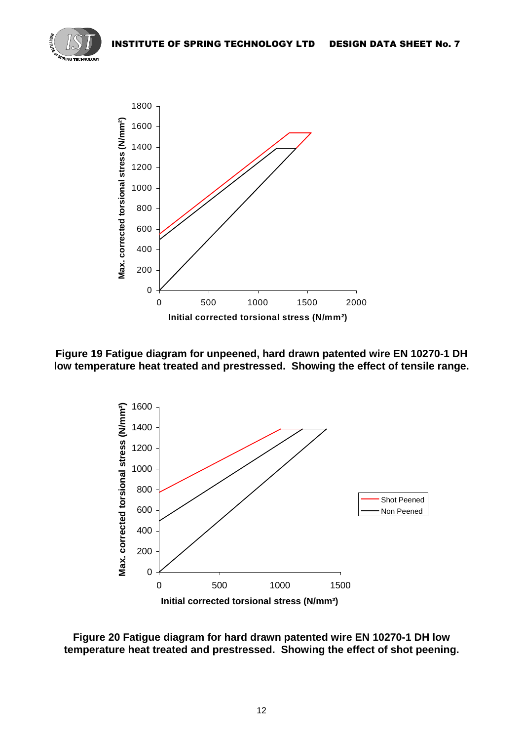Figure 19 Fatigue diagram for unpeened, hard drawn patented wire EN 10270-1 DH low temperature heat treated and prestressed. Showing the effect of tensile range.

Figure 20 Fatigue diagram for hard drawn patented wire EN 10270-1 DH low temperature heat treated and prestressed. Showing the effect of shot peening.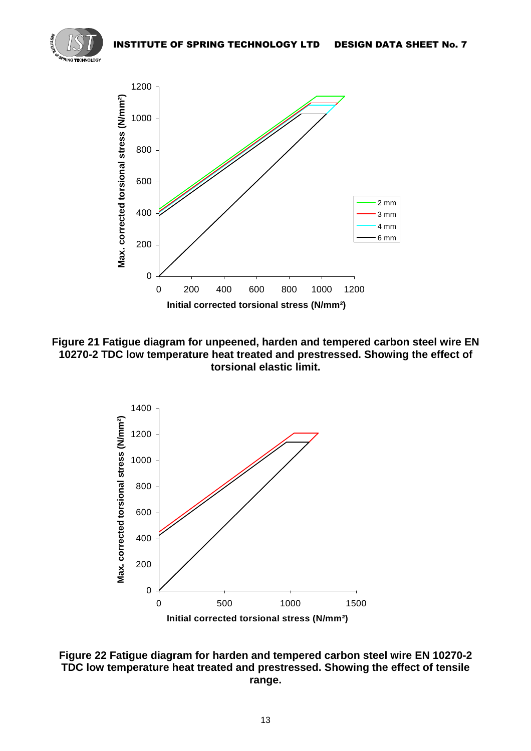**Figure 21 Fatigue diagram for unpeened, harden and tempered carbon steel wire EN 10270-2 TDC low temperature heat treated and prestressed. Showing the effect of torsional elastic limit.**

**Figure 22 Fatigue diagram for harden and tempered carbon steel wire EN 10270-2 TDC low temperature heat treated and prestressed. Showing the effect of tensile range.**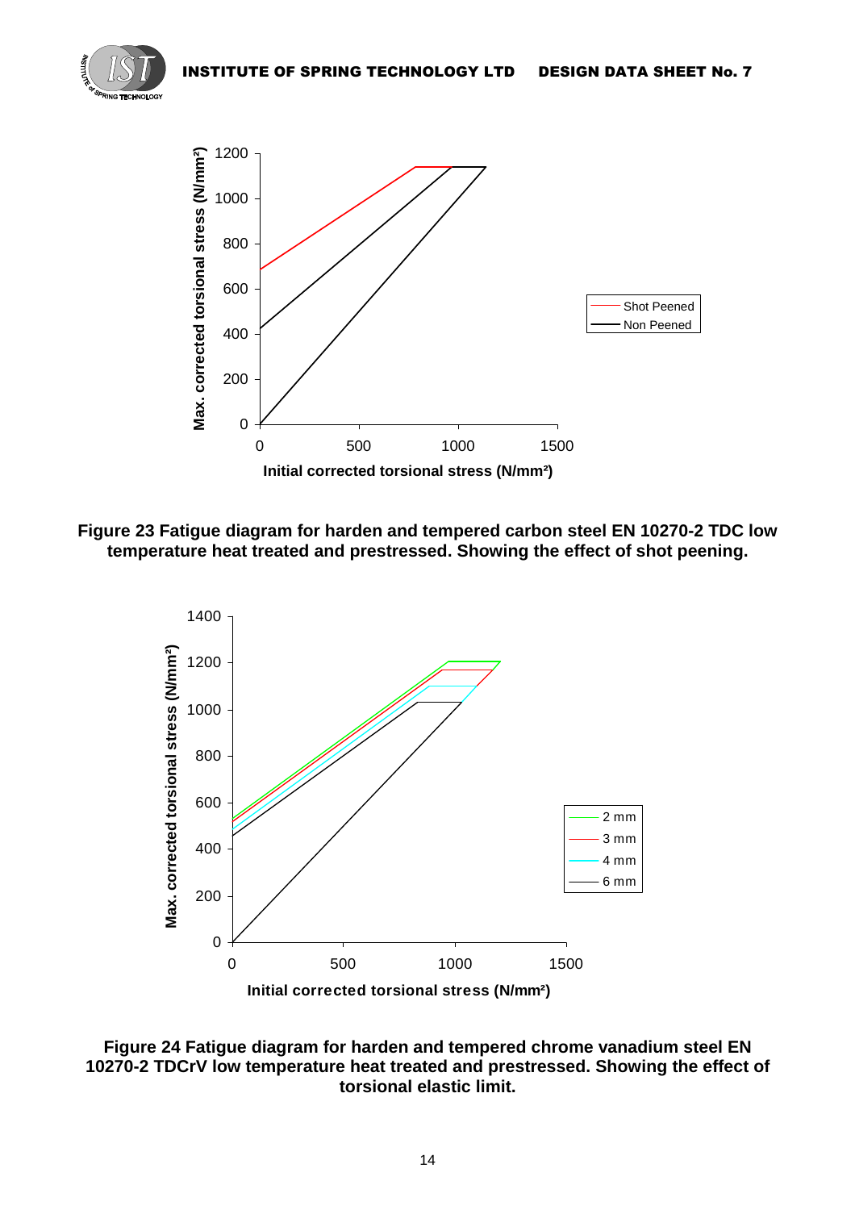**Figure 23 Fatigue diagram for harden and tempered carbon steel EN 10270-2 TDC low temperature heat treated and prestressed. Showing the effect of shot peening.**

**Figure 24 Fatigue diagram for harden and tempered chrome vanadium steel EN 10270-2 TDCrV low temperature heat treated and prestressed. Showing the effect of torsional elastic limit.**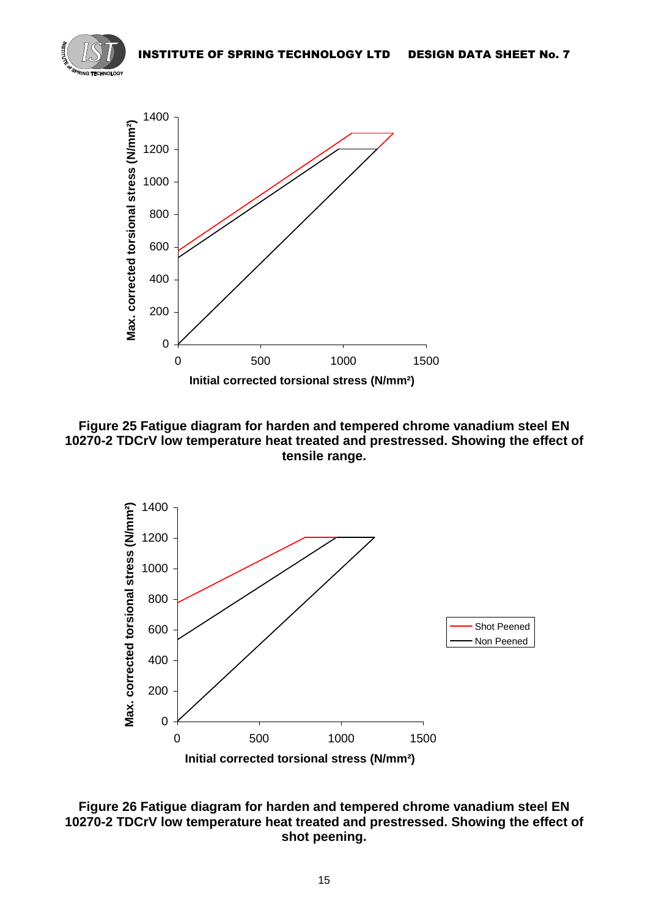Figure 25 Fatigue diagram for harden and tempered chrome vanadium steel EN 10270-2 TDCrV low temperature heat treated and prestressed. Showing the effect of tensile range.

Figure 26 Fatigue diagram for harden and tempered chrome vanadium steel EN 10270-2 TDCrV low temperature heat treated and prestressed. Showing the effect of shot peening.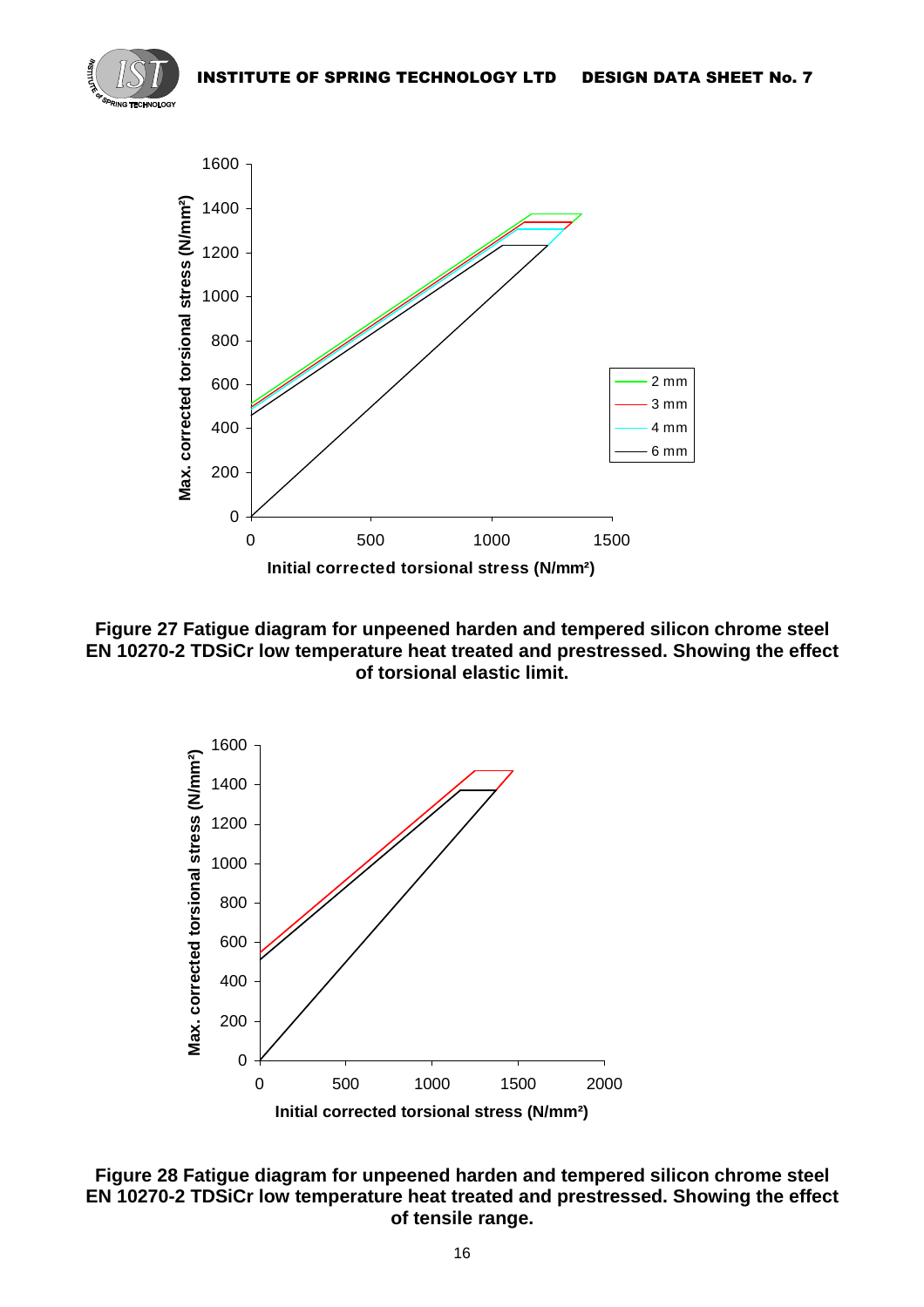**Figure 27 Fatigue diagram for unpeened harden and tempered silicon chrome steel EN 10270-2 TDSiCr low temperature heat treated and prestressed. Showing the effect of torsional elastic limit.**

**Figure 28 Fatigue diagram for unpeened harden and tempered silicon chrome steel EN 10270-2 TDSiCr low temperature heat treated and prestressed. Showing the effect of tensile range.**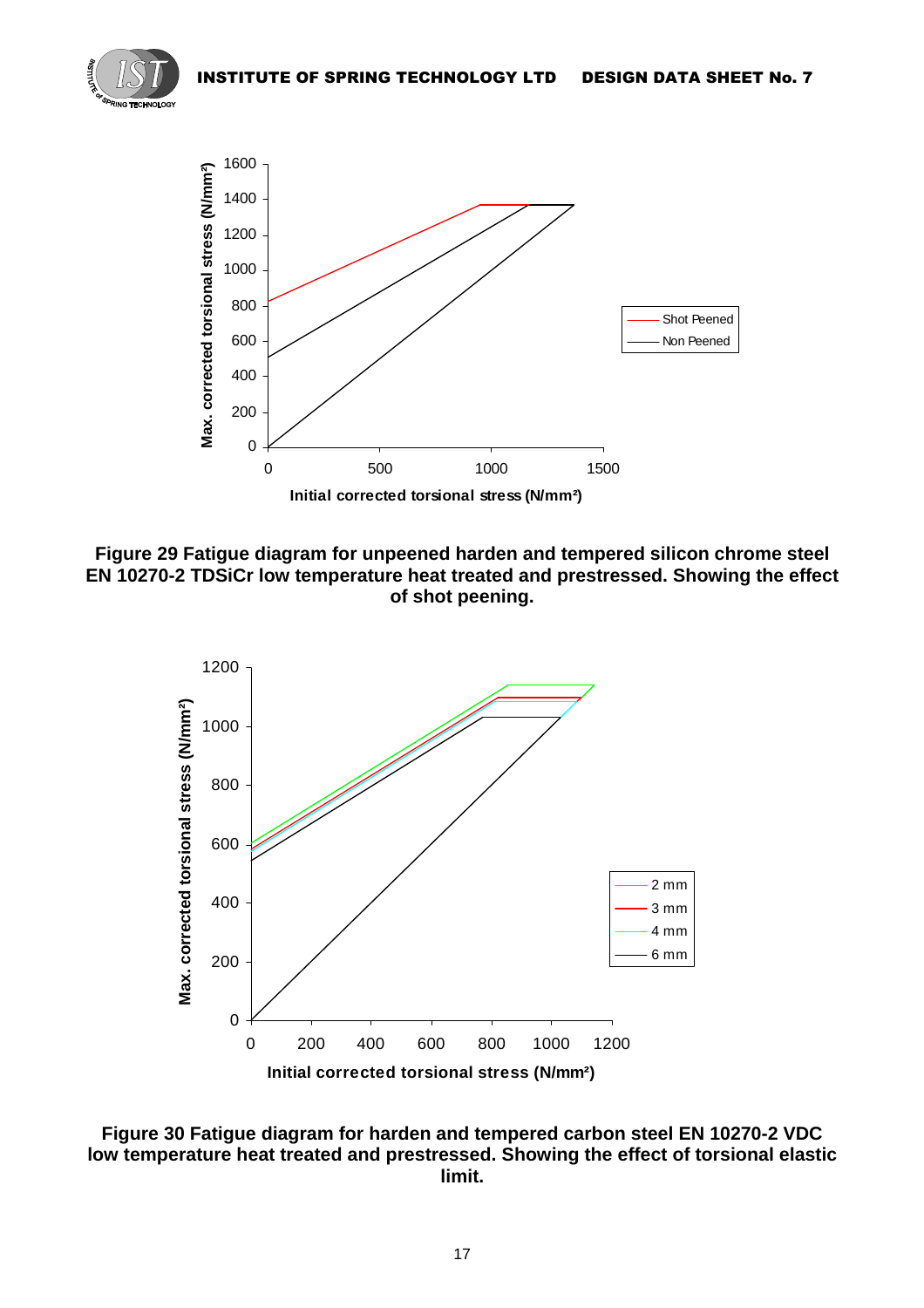Figure 29 Fatigue diagram for unpeened harden and tempered silicon chrome steel EN 10270-2 TDSiCr low temperature heat treated and prestressed. Showing the effect of shot peening.

Figure 30 Fatigue diagram for harden and tempered carbon steel EN 10270-2 VDC low temperature heat treated and prestressed. Showing the effect of torsional elastic limit.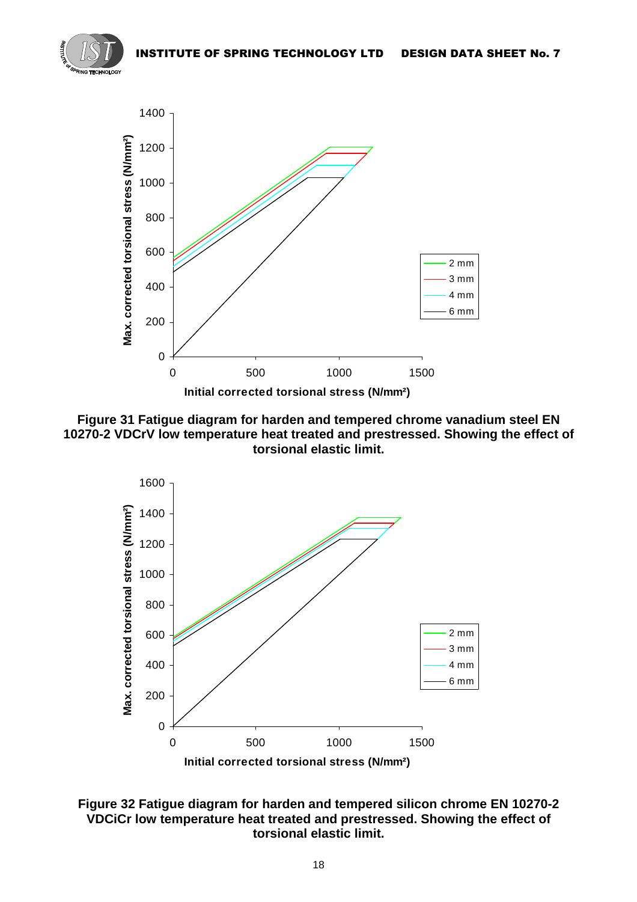1400
1200
1000
800
600
400
200
0

0
500
1000
1500

Max. corrected torsional stress (N/mm²)

Initial corrected torsional stress (N/mm²)

2 mm
3 mm
4 mm
6 mm

**Figure 31 Fatigue diagram for harden and tempered chrome vanadium steel EN 10270-2 VDCrV low temperature heat treated and prestressed. Showing the effect of torsional elastic limit.**

1600
1400
1200
1000
800
600
400
200
0

0
500
1000
1500

Max. corrected torsional stress (N/mm²)

Initial corrected torsional stress (N/mm²)

2 mm
3 mm
4 mm
6 mm

**Figure 32 Fatigue diagram for harden and tempered silicon chrome EN 10270-2 VDCiCr low temperature heat treated and prestressed. Showing the effect of torsional elastic limit.**